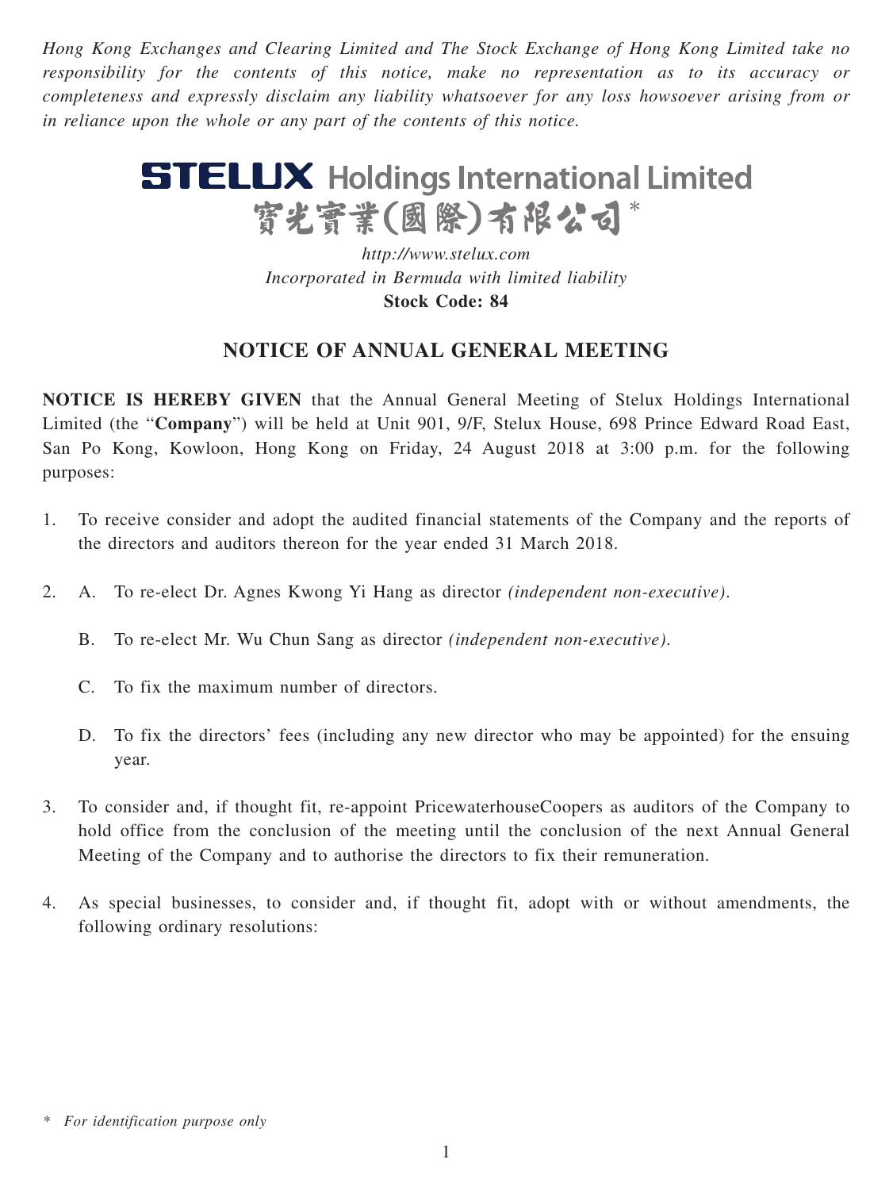*Hong Kong Exchanges and Clearing Limited and The Stock Exchange of Hong Kong Limited take no responsibility for the contents of this notice, make no representation as to its accuracy or completeness and expressly disclaim any liability whatsoever for any loss howsoever arising from or in reliance upon the whole or any part of the contents of this notice.*

# STELUX Holdings International Limited
# 寶光實業(國際)有限公司*

*http://www.stelux.com*
*Incorporated in Bermuda with limited liability*
**Stock Code: 84**

## NOTICE OF ANNUAL GENERAL MEETING

**NOTICE IS HEREBY GIVEN** that the Annual General Meeting of Stelux Holdings International Limited (the "**Company**") will be held at Unit 901, 9/F, Stelux House, 698 Prince Edward Road East, San Po Kong, Kowloon, Hong Kong on Friday, 24 August 2018 at 3:00 p.m. for the following purposes:

1. To receive consider and adopt the audited financial statements of the Company and the reports of the directors and auditors thereon for the year ended 31 March 2018.

2. A. To re-elect Dr. Agnes Kwong Yi Hang as director *(independent non-executive)*.

   B. To re-elect Mr. Wu Chun Sang as director *(independent non-executive)*.

   C. To fix the maximum number of directors.

   D. To fix the directors' fees (including any new director who may be appointed) for the ensuing year.

3. To consider and, if thought fit, re-appoint PricewaterhouseCoopers as auditors of the Company to hold office from the conclusion of the meeting until the conclusion of the next Annual General Meeting of the Company and to authorise the directors to fix their remuneration.

4. As special businesses, to consider and, if thought fit, adopt with or without amendments, the following ordinary resolutions:

\* *For identification purpose only*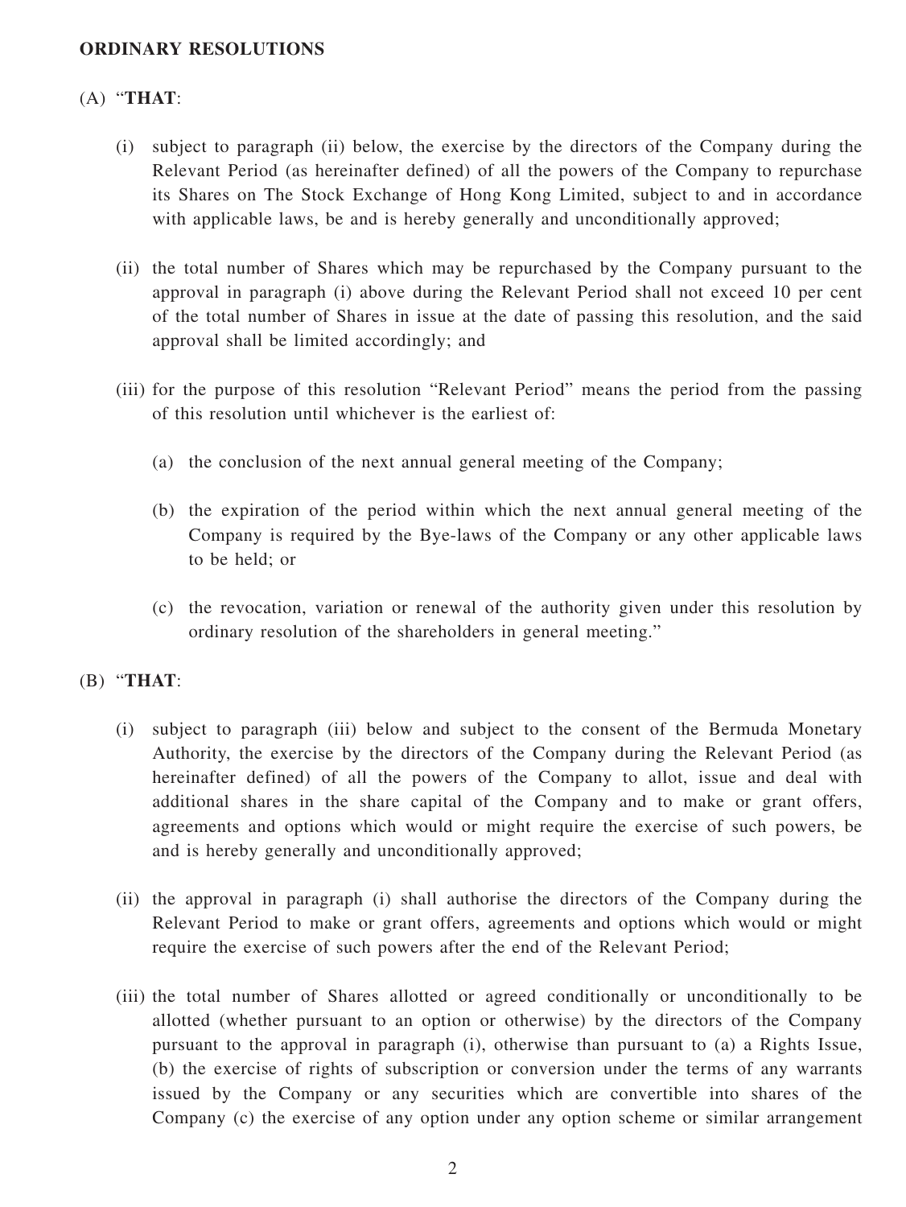**ORDINARY RESOLUTIONS**

(A) "**THAT**:

(i) subject to paragraph (ii) below, the exercise by the directors of the Company during the Relevant Period (as hereinafter defined) of all the powers of the Company to repurchase its Shares on The Stock Exchange of Hong Kong Limited, subject to and in accordance with applicable laws, be and is hereby generally and unconditionally approved;

(ii) the total number of Shares which may be repurchased by the Company pursuant to the approval in paragraph (i) above during the Relevant Period shall not exceed 10 per cent of the total number of Shares in issue at the date of passing this resolution, and the said approval shall be limited accordingly; and

(iii) for the purpose of this resolution "Relevant Period" means the period from the passing of this resolution until whichever is the earliest of:

(a) the conclusion of the next annual general meeting of the Company;

(b) the expiration of the period within which the next annual general meeting of the Company is required by the Bye-laws of the Company or any other applicable laws to be held; or

(c) the revocation, variation or renewal of the authority given under this resolution by ordinary resolution of the shareholders in general meeting."

(B) "**THAT**:

(i) subject to paragraph (iii) below and subject to the consent of the Bermuda Monetary Authority, the exercise by the directors of the Company during the Relevant Period (as hereinafter defined) of all the powers of the Company to allot, issue and deal with additional shares in the share capital of the Company and to make or grant offers, agreements and options which would or might require the exercise of such powers, be and is hereby generally and unconditionally approved;

(ii) the approval in paragraph (i) shall authorise the directors of the Company during the Relevant Period to make or grant offers, agreements and options which would or might require the exercise of such powers after the end of the Relevant Period;

(iii) the total number of Shares allotted or agreed conditionally or unconditionally to be allotted (whether pursuant to an option or otherwise) by the directors of the Company pursuant to the approval in paragraph (i), otherwise than pursuant to (a) a Rights Issue, (b) the exercise of rights of subscription or conversion under the terms of any warrants issued by the Company or any securities which are convertible into shares of the Company (c) the exercise of any option under any option scheme or similar arrangement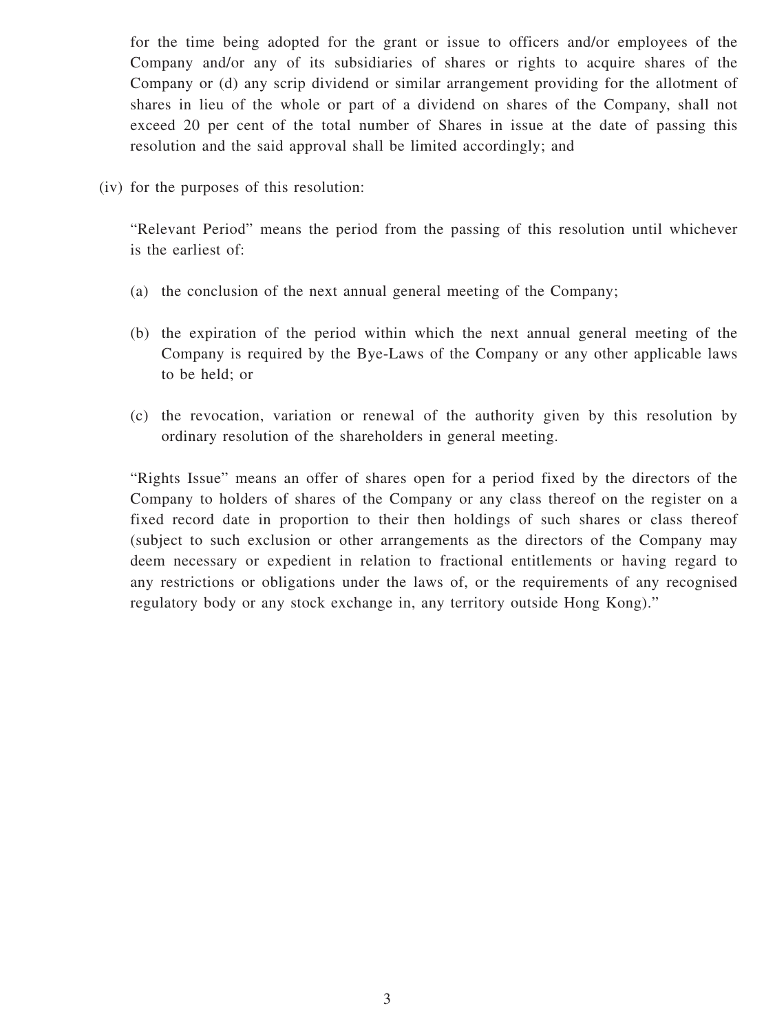for the time being adopted for the grant or issue to officers and/or employees of the Company and/or any of its subsidiaries of shares or rights to acquire shares of the Company or (d) any scrip dividend or similar arrangement providing for the allotment of shares in lieu of the whole or part of a dividend on shares of the Company, shall not exceed 20 per cent of the total number of Shares in issue at the date of passing this resolution and the said approval shall be limited accordingly; and

(iv) for the purposes of this resolution:

"Relevant Period" means the period from the passing of this resolution until whichever is the earliest of:

(a) the conclusion of the next annual general meeting of the Company;

(b) the expiration of the period within which the next annual general meeting of the Company is required by the Bye-Laws of the Company or any other applicable laws to be held; or

(c) the revocation, variation or renewal of the authority given by this resolution by ordinary resolution of the shareholders in general meeting.

"Rights Issue" means an offer of shares open for a period fixed by the directors of the Company to holders of shares of the Company or any class thereof on the register on a fixed record date in proportion to their then holdings of such shares or class thereof (subject to such exclusion or other arrangements as the directors of the Company may deem necessary or expedient in relation to fractional entitlements or having regard to any restrictions or obligations under the laws of, or the requirements of any recognised regulatory body or any stock exchange in, any territory outside Hong Kong)."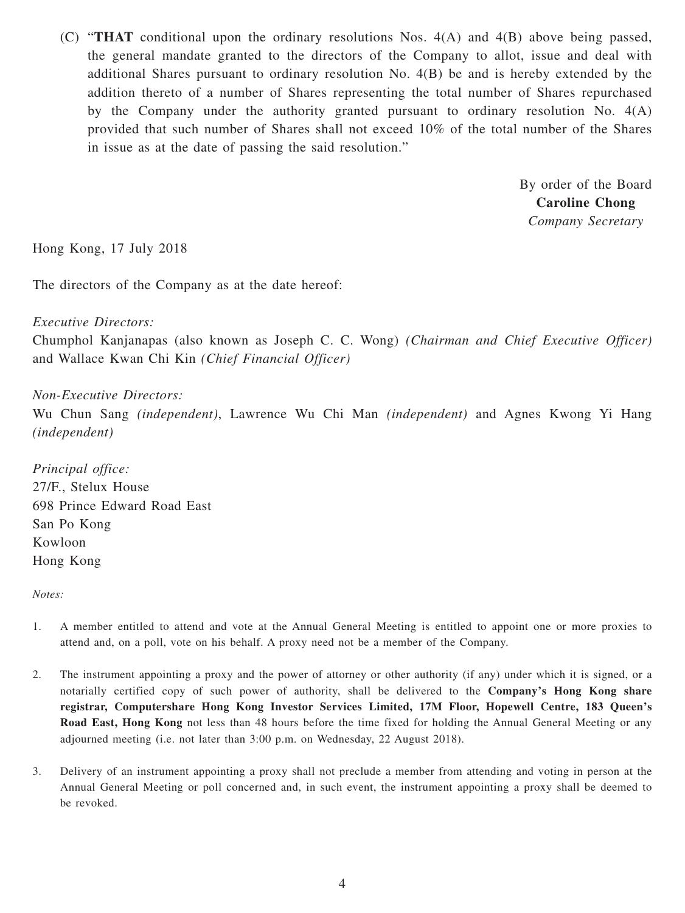(C) "**THAT** conditional upon the ordinary resolutions Nos. 4(A) and 4(B) above being passed, the general mandate granted to the directors of the Company to allot, issue and deal with additional Shares pursuant to ordinary resolution No. 4(B) be and is hereby extended by the addition thereto of a number of Shares representing the total number of Shares repurchased by the Company under the authority granted pursuant to ordinary resolution No. 4(A) provided that such number of Shares shall not exceed 10% of the total number of the Shares in issue as at the date of passing the said resolution."

By order of the Board
**Caroline Chong**
*Company Secretary*

Hong Kong, 17 July 2018

The directors of the Company as at the date hereof:

*Executive Directors:*
Chumphol Kanjanapas (also known as Joseph C. C. Wong) *(Chairman and Chief Executive Officer)* and Wallace Kwan Chi Kin *(Chief Financial Officer)*

*Non-Executive Directors:*
Wu Chun Sang *(independent)*, Lawrence Wu Chi Man *(independent)* and Agnes Kwong Yi Hang *(independent)*

*Principal office:*
27/F., Stelux House
698 Prince Edward Road East
San Po Kong
Kowloon
Hong Kong

*Notes:*

1. A member entitled to attend and vote at the Annual General Meeting is entitled to appoint one or more proxies to attend and, on a poll, vote on his behalf. A proxy need not be a member of the Company.

2. The instrument appointing a proxy and the power of attorney or other authority (if any) under which it is signed, or a notarially certified copy of such power of authority, shall be delivered to the **Company's Hong Kong share registrar, Computershare Hong Kong Investor Services Limited, 17M Floor, Hopewell Centre, 183 Queen's Road East, Hong Kong** not less than 48 hours before the time fixed for holding the Annual General Meeting or any adjourned meeting (i.e. not later than 3:00 p.m. on Wednesday, 22 August 2018).

3. Delivery of an instrument appointing a proxy shall not preclude a member from attending and voting in person at the Annual General Meeting or poll concerned and, in such event, the instrument appointing a proxy shall be deemed to be revoked.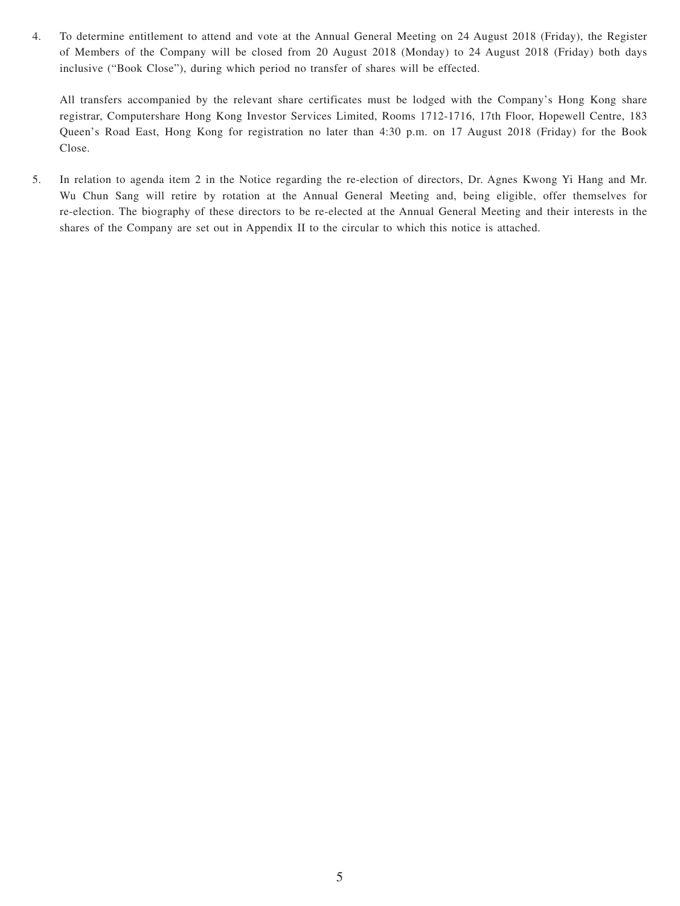4. To determine entitlement to attend and vote at the Annual General Meeting on 24 August 2018 (Friday), the Register of Members of the Company will be closed from 20 August 2018 (Monday) to 24 August 2018 (Friday) both days inclusive ("Book Close"), during which period no transfer of shares will be effected.

   All transfers accompanied by the relevant share certificates must be lodged with the Company's Hong Kong share registrar, Computershare Hong Kong Investor Services Limited, Rooms 1712-1716, 17th Floor, Hopewell Centre, 183 Queen's Road East, Hong Kong for registration no later than 4:30 p.m. on 17 August 2018 (Friday) for the Book Close.

5. In relation to agenda item 2 in the Notice regarding the re-election of directors, Dr. Agnes Kwong Yi Hang and Mr. Wu Chun Sang will retire by rotation at the Annual General Meeting and, being eligible, offer themselves for re-election. The biography of these directors to be re-elected at the Annual General Meeting and their interests in the shares of the Company are set out in Appendix II to the circular to which this notice is attached.